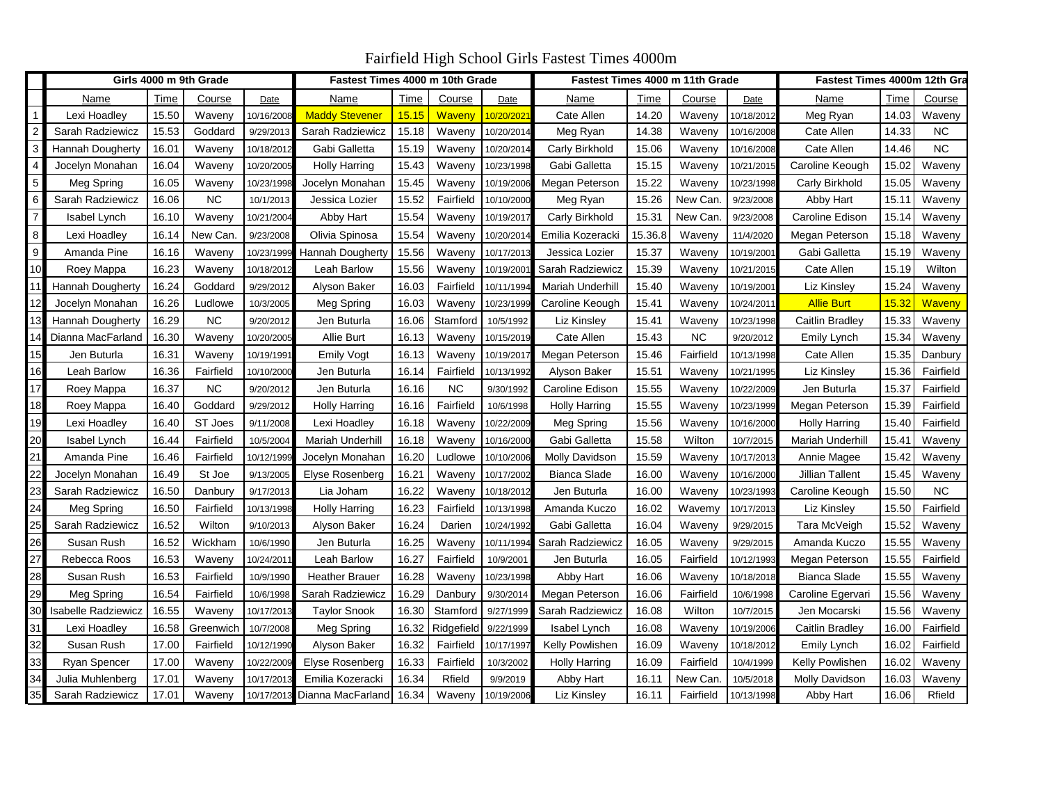# Fairfield High School Girls Fastest Times 4000m

| | Girls 4000 m 9th Grade | | | | Fastest Times 4000 m 10th Grade | | | | Fastest Times 4000 m 11th Grade | | | | Fastest Times 4000m 12th Gra | | |
|---|---|---|---|---|---|---|---|---|---|---|---|---|---|---|---|
| | Name | Time | Course | Date | Name | Time | Course | Date | Name | Time | Course | Date | Name | Time | Course |
| 1 | Lexi Hoadley | 15.50 | Waveny | 10/16/2008 | Maddy Stevener | 15.15 | Waveny | 10/20/2021 | Cate Allen | 14.20 | Waveny | 10/18/2012 | Meg Ryan | 14.03 | Waveny |
| 2 | Sarah Radziewicz | 15.53 | Goddard | 9/29/2013 | Sarah Radziewicz | 15.18 | Waveny | 10/20/2014 | Meg Ryan | 14.38 | Waveny | 10/16/2008 | Cate Allen | 14.33 | NC |
| 3 | Hannah Dougherty | 16.01 | Waveny | 10/18/2012 | Gabi Galletta | 15.19 | Waveny | 10/20/2014 | Carly Birkhold | 15.06 | Waveny | 10/16/2008 | Cate Allen | 14.46 | NC |
| 4 | Jocelyn Monahan | 16.04 | Waveny | 10/20/2005 | Holly Harring | 15.43 | Waveny | 10/23/1998 | Gabi Galletta | 15.15 | Waveny | 10/21/2015 | Caroline Keough | 15.02 | Waveny |
| 5 | Meg Spring | 16.05 | Waveny | 10/23/1998 | Jocelyn Monahan | 15.45 | Waveny | 10/19/2006 | Megan Peterson | 15.22 | Waveny | 10/23/1998 | Carly Birkhold | 15.05 | Waveny |
| 6 | Sarah Radziewicz | 16.06 | NC | 10/1/2013 | Jessica Lozier | 15.52 | Fairfield | 10/10/2000 | Meg Ryan | 15.26 | New Can. | 9/23/2008 | Abby Hart | 15.11 | Waveny |
| 7 | Isabel Lynch | 16.10 | Waveny | 10/21/2004 | Abby Hart | 15.54 | Waveny | 10/19/2017 | Carly Birkhold | 15.31 | New Can. | 9/23/2008 | Caroline Edison | 15.14 | Waveny |
| 8 | Lexi Hoadley | 16.14 | New Can. | 9/23/2008 | Olivia Spinosa | 15.54 | Waveny | 10/20/2014 | Emilia Kozeracki | 15.36.8 | Waveny | 11/4/2020 | Megan Peterson | 15.18 | Waveny |
| 9 | Amanda Pine | 16.16 | Waveny | 10/23/1999 | Hannah Dougherty | 15.56 | Waveny | 10/17/2013 | Jessica Lozier | 15.37 | Waveny | 10/19/2001 | Gabi Galletta | 15.19 | Waveny |
| 10 | Roey Mappa | 16.23 | Waveny | 10/18/2012 | Leah Barlow | 15.56 | Waveny | 10/19/2001 | Sarah Radziewicz | 15.39 | Waveny | 10/21/2015 | Cate Allen | 15.19 | Wilton |
| 11 | Hannah Dougherty | 16.24 | Goddard | 9/29/2012 | Alyson Baker | 16.03 | Fairfield | 10/11/1994 | Mariah Underhill | 15.40 | Waveny | 10/19/2001 | Liz Kinsley | 15.24 | Waveny |
| 12 | Jocelyn Monahan | 16.26 | Ludlowe | 10/3/2005 | Meg Spring | 16.03 | Waveny | 10/23/1999 | Caroline Keough | 15.41 | Waveny | 10/24/2011 | Allie Burt | 15.32 | Waveny |
| 13 | Hannah Dougherty | 16.29 | NC | 9/20/2012 | Jen Buturla | 16.06 | Stamford | 10/5/1992 | Liz Kinsley | 15.41 | Waveny | 10/23/1998 | Caitlin Bradley | 15.33 | Waveny |
| 14 | Dianna MacFarland | 16.30 | Waveny | 10/20/2005 | Allie Burt | 16.13 | Waveny | 10/15/2019 | Cate Allen | 15.43 | NC | 9/20/2012 | Emily Lynch | 15.34 | Waveny |
| 15 | Jen Buturla | 16.31 | Waveny | 10/19/1991 | Emily Vogt | 16.13 | Waveny | 10/19/2017 | Megan Peterson | 15.46 | Fairfield | 10/13/1998 | Cate Allen | 15.35 | Danbury |
| 16 | Leah Barlow | 16.36 | Fairfield | 10/10/2000 | Jen Buturla | 16.14 | Fairfield | 10/13/1992 | Alyson Baker | 15.51 | Waveny | 10/21/1995 | Liz Kinsley | 15.36 | Fairfield |
| 17 | Roey Mappa | 16.37 | NC | 9/20/2012 | Jen Buturla | 16.16 | NC | 9/30/1992 | Caroline Edison | 15.55 | Waveny | 10/22/2009 | Jen Buturla | 15.37 | Fairfield |
| 18 | Roey Mappa | 16.40 | Goddard | 9/29/2012 | Holly Harring | 16.16 | Fairfield | 10/6/1998 | Holly Harring | 15.55 | Waveny | 10/23/1999 | Megan Peterson | 15.39 | Fairfield |
| 19 | Lexi Hoadley | 16.40 | ST Joes | 9/11/2008 | Lexi Hoadley | 16.18 | Waveny | 10/22/2009 | Meg Spring | 15.56 | Waveny | 10/16/2000 | Holly Harring | 15.40 | Fairfield |
| 20 | Isabel Lynch | 16.44 | Fairfield | 10/5/2004 | Mariah Underhill | 16.18 | Waveny | 10/16/2000 | Gabi Galletta | 15.58 | Wilton | 10/7/2015 | Mariah Underhill | 15.41 | Waveny |
| 21 | Amanda Pine | 16.46 | Fairfield | 10/12/1999 | Jocelyn Monahan | 16.20 | Ludlowe | 10/10/2006 | Molly Davidson | 15.59 | Waveny | 10/17/2013 | Annie Magee | 15.42 | Waveny |
| 22 | Jocelyn Monahan | 16.49 | St Joe | 9/13/2005 | Elyse Rosenberg | 16.21 | Waveny | 10/17/2002 | Bianca Slade | 16.00 | Waveny | 10/16/2000 | Jillian Tallent | 15.45 | Waveny |
| 23 | Sarah Radziewicz | 16.50 | Danbury | 9/17/2013 | Lia Joham | 16.22 | Waveny | 10/18/2012 | Jen Buturla | 16.00 | Waveny | 10/23/1993 | Caroline Keough | 15.50 | NC |
| 24 | Meg Spring | 16.50 | Fairfield | 10/13/1998 | Holly Harring | 16.23 | Fairfield | 10/13/1998 | Amanda Kuczo | 16.02 | Wavemy | 10/17/2013 | Liz Kinsley | 15.50 | Fairfield |
| 25 | Sarah Radziewicz | 16.52 | Wilton | 9/10/2013 | Alyson Baker | 16.24 | Darien | 10/24/1992 | Gabi Galletta | 16.04 | Waveny | 9/29/2015 | Tara McVeigh | 15.52 | Waveny |
| 26 | Susan Rush | 16.52 | Wickham | 10/6/1990 | Jen Buturla | 16.25 | Waveny | 10/11/1994 | Sarah Radziewicz | 16.05 | Waveny | 9/29/2015 | Amanda Kuczo | 15.55 | Waveny |
| 27 | Rebecca Roos | 16.53 | Waveny | 10/24/2011 | Leah Barlow | 16.27 | Fairfield | 10/9/2001 | Jen Buturla | 16.05 | Fairfield | 10/12/1993 | Megan Peterson | 15.55 | Fairfield |
| 28 | Susan Rush | 16.53 | Fairfield | 10/9/1990 | Heather Brauer | 16.28 | Waveny | 10/23/1998 | Abby Hart | 16.06 | Waveny | 10/18/2018 | Bianca Slade | 15.55 | Waveny |
| 29 | Meg Spring | 16.54 | Fairfield | 10/6/1998 | Sarah Radziewicz | 16.29 | Danbury | 9/30/2014 | Megan Peterson | 16.06 | Fairfield | 10/6/1998 | Caroline Egervari | 15.56 | Waveny |
| 30 | Isabelle Radziewicz | 16.55 | Waveny | 10/17/2013 | Taylor Snook | 16.30 | Stamford | 9/27/1999 | Sarah Radziewicz | 16.08 | Wilton | 10/7/2015 | Jen Mocarski | 15.56 | Waveny |
| 31 | Lexi Hoadley | 16.58 | Greenwich | 10/7/2008 | Meg Spring | 16.32 | Ridgefield | 9/22/1999 | Isabel Lynch | 16.08 | Waveny | 10/19/2006 | Caitlin Bradley | 16.00 | Fairfield |
| 32 | Susan Rush | 17.00 | Fairfield | 10/12/1990 | Alyson Baker | 16.32 | Fairfield | 10/17/1997 | Kelly Powlishen | 16.09 | Waveny | 10/18/2012 | Emily Lynch | 16.02 | Fairfield |
| 33 | Ryan Spencer | 17.00 | Waveny | 10/22/2009 | Elyse Rosenberg | 16.33 | Fairfield | 10/3/2002 | Holly Harring | 16.09 | Fairfield | 10/4/1999 | Kelly Powlishen | 16.02 | Waveny |
| 34 | Julia Muhlenberg | 17.01 | Waveny | 10/17/2013 | Emilia Kozeracki | 16.34 | Rfield | 9/9/2019 | Abby Hart | 16.11 | New Can. | 10/5/2018 | Molly Davidson | 16.03 | Waveny |
| 35 | Sarah Radziewicz | 17.01 | Waveny | 10/17/2013 | Dianna MacFarland | 16.34 | Waveny | 10/19/2006 | Liz Kinsley | 16.11 | Fairfield | 10/13/1998 | Abby Hart | 16.06 | Rfield |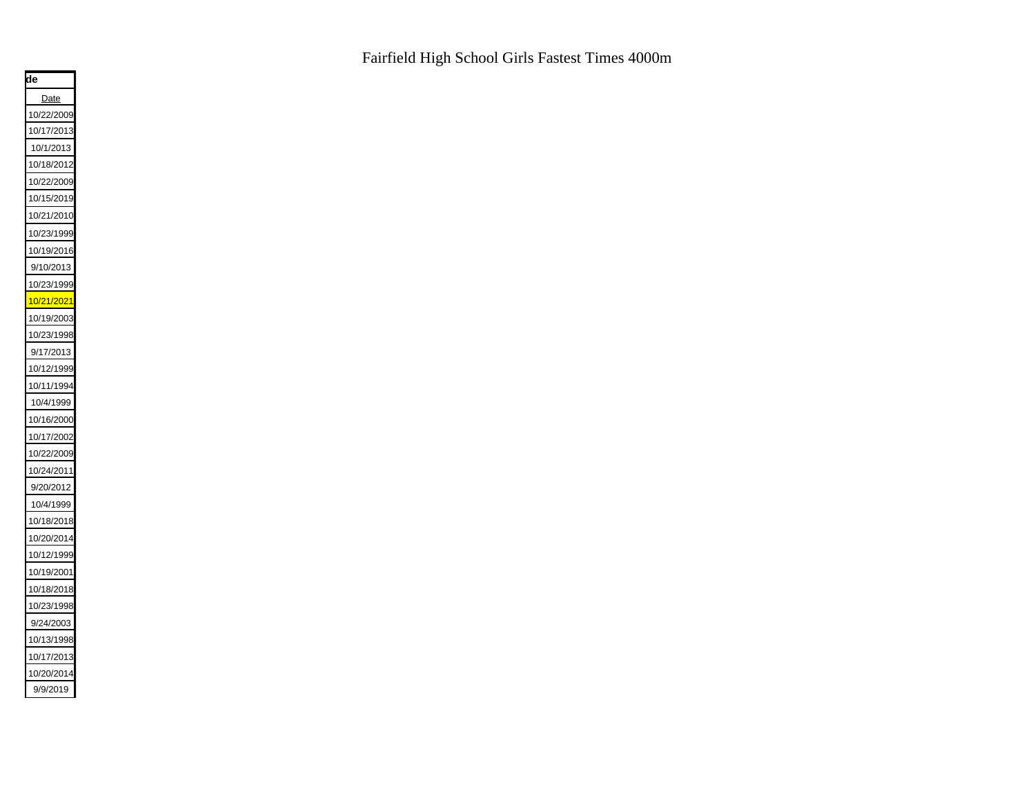Fairfield High School Girls Fastest Times 4000m

| de |
| --- |
| Date |
| 10/22/2009 |
| 10/17/2013 |
| 10/1/2013 |
| 10/18/2012 |
| 10/22/2009 |
| 10/15/2019 |
| 10/21/2010 |
| 10/23/1999 |
| 10/19/2016 |
| 9/10/2013 |
| 10/23/1999 |
| 10/21/2021 |
| 10/19/2003 |
| 10/23/1998 |
| 9/17/2013 |
| 10/12/1999 |
| 10/11/1994 |
| 10/4/1999 |
| 10/16/2000 |
| 10/17/2002 |
| 10/22/2009 |
| 10/24/2011 |
| 9/20/2012 |
| 10/4/1999 |
| 10/18/2018 |
| 10/20/2014 |
| 10/12/1999 |
| 10/19/2001 |
| 10/18/2018 |
| 10/23/1998 |
| 9/24/2003 |
| 10/13/1998 |
| 10/17/2013 |
| 10/20/2014 |
| 9/9/2019 |